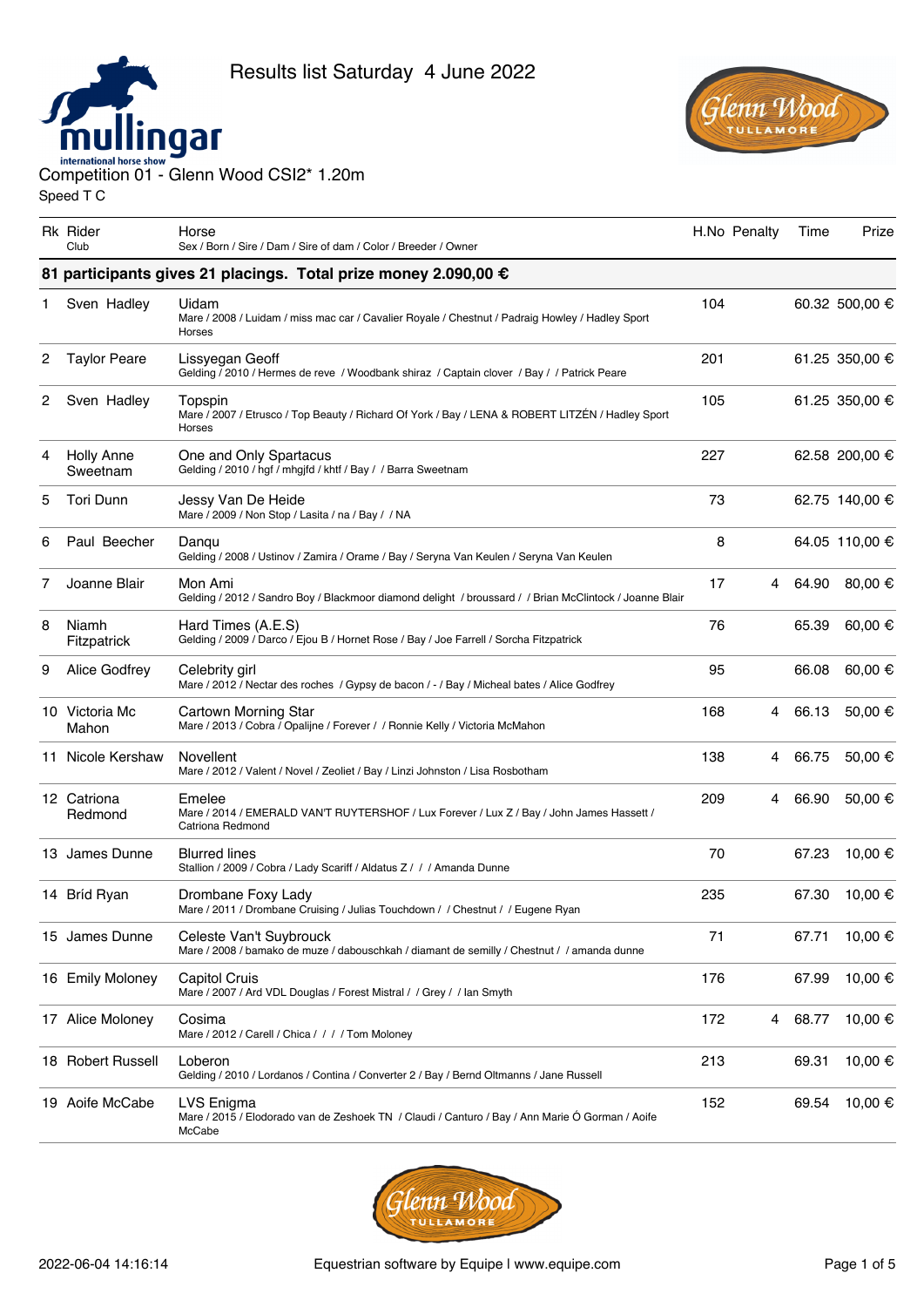# Results list Saturday 4 June 2022

## Competition 01 - Glenn Wood CSI2* 1.20m

Speed T C

| Rk | Rider<br>Club | Horse<br>Sex / Born / Sire / Sire of dam / Color / Breeder / Owner | H.No | Penalty | Time | Prize |
|---|---|---|---|---|---|---|
| **81 participants gives 21 placings. Total prize money 2.090,00 €** | | | | | | |
| 1 | Sven Hadley | Uidam<br>Mare / 2008 / Luidam / miss mac car / Cavalier Royale / Chestnut / Padraig Howley / Hadley Sport Horses | 104 | | 60.32 | 500,00 € |
| 2 | Taylor Peare | Lissyegan Geoff<br>Gelding / 2010 / Hermes de reve / Woodbank shiraz / Captain clover / Bay / / Patrick Peare | 201 | | 61.25 | 350,00 € |
| 2 | Sven Hadley | Topspin<br>Mare / 2007 / Etrusco / Top Beauty / Richard Of York / Bay / LENA & ROBERT LITZÉN / Hadley Sport Horses | 105 | | 61.25 | 350,00 € |
| 4 | Holly Anne Sweetnam | One and Only Spartacus<br>Gelding / 2010 / hgf / mhgjfd / khtf / Bay / / Barra Sweetnam | 227 | | 62.58 | 200,00 € |
| 5 | Tori Dunn | Jessy Van De Heide<br>Mare / 2009 / Non Stop / Lasita / na / Bay / / NA | 73 | | 62.75 | 140,00 € |
| 6 | Paul Beecher | Danqu<br>Gelding / 2008 / Ustinov / Zamira / Orame / Bay / Seryna Van Keulen / Seryna Van Keulen | 8 | | 64.05 | 110,00 € |
| 7 | Joanne Blair | Mon Ami<br>Gelding / 2012 / Sandro Boy / Blackmoor diamond delight / broussard / / Brian McClintock / Joanne Blair | 17 | 4 | 64.90 | 80,00 € |
| 8 | Niamh Fitzpatrick | Hard Times (A.E.S)<br>Gelding / 2009 / Darco / Ejou B / Hornet Rose / Bay / Joe Farrell / Sorcha Fitzpatrick | 76 | | 65.39 | 60,00 € |
| 9 | Alice Godfrey | Celebrity girl<br>Mare / 2012 / Nectar des roches / Gypsy de bacon / - / Bay / Micheal bates / Alice Godfrey | 95 | | 66.08 | 60,00 € |
| 10 | Victoria Mc Mahon | Cartown Morning Star<br>Mare / 2013 / Cobra / Opalijne / Forever / / Ronnie Kelly / Victoria McMahon | 168 | 4 | 66.13 | 50,00 € |
| 11 | Nicole Kershaw | Novellent<br>Mare / 2012 / Valent / Novel / Zeoliet / Bay / Linzi Johnston / Lisa Rosbotham | 138 | 4 | 66.75 | 50,00 € |
| 12 | Catriona Redmond | Emelee<br>Mare / 2014 / EMERALD VAN'T RUYTERSHOF / Lux Forever / Lux Z / Bay / John James Hassett / Catriona Redmond | 209 | 4 | 66.90 | 50,00 € |
| 13 | James Dunne | Blurred lines<br>Stallion / 2009 / Cobra / Lady Scariff / Aldatus Z / / / Amanda Dunne | 70 | | 67.23 | 10,00 € |
| 14 | Bríd Ryan | Drombane Foxy Lady<br>Mare / 2011 / Drombane Cruising / Julias Touchdown / / Chestnut / / Eugene Ryan | 235 | | 67.30 | 10,00 € |
| 15 | James Dunne | Celeste Van't Suybrouck<br>Mare / 2008 / bamako de muze / dabouschkah / diamant de semilly / Chestnut / / amanda dunne | 71 | | 67.71 | 10,00 € |
| 16 | Emily Moloney | Capitol Cruis<br>Mare / 2007 / Ard VDL Douglas / Forest Mistral / / Grey / / Ian Smyth | 176 | | 67.99 | 10,00 € |
| 17 | Alice Moloney | Cosima<br>Mare / 2012 / Carell / Chica / / / / Tom Moloney | 172 | 4 | 68.77 | 10,00 € |
| 18 | Robert Russell | Loberon<br>Gelding / 2010 / Lordanos / Contina / Converter 2 / Bay / Bernd Oltmanns / Jane Russell | 213 | | 69.31 | 10,00 € |
| 19 | Aoife McCabe | LVS Enigma<br>Mare / 2015 / Elodorado van de Zeshoek TN / Claudi / Canturo / Bay / Ann Marie Ó Gorman / Aoife McCabe | 152 | | 69.54 | 10,00 € |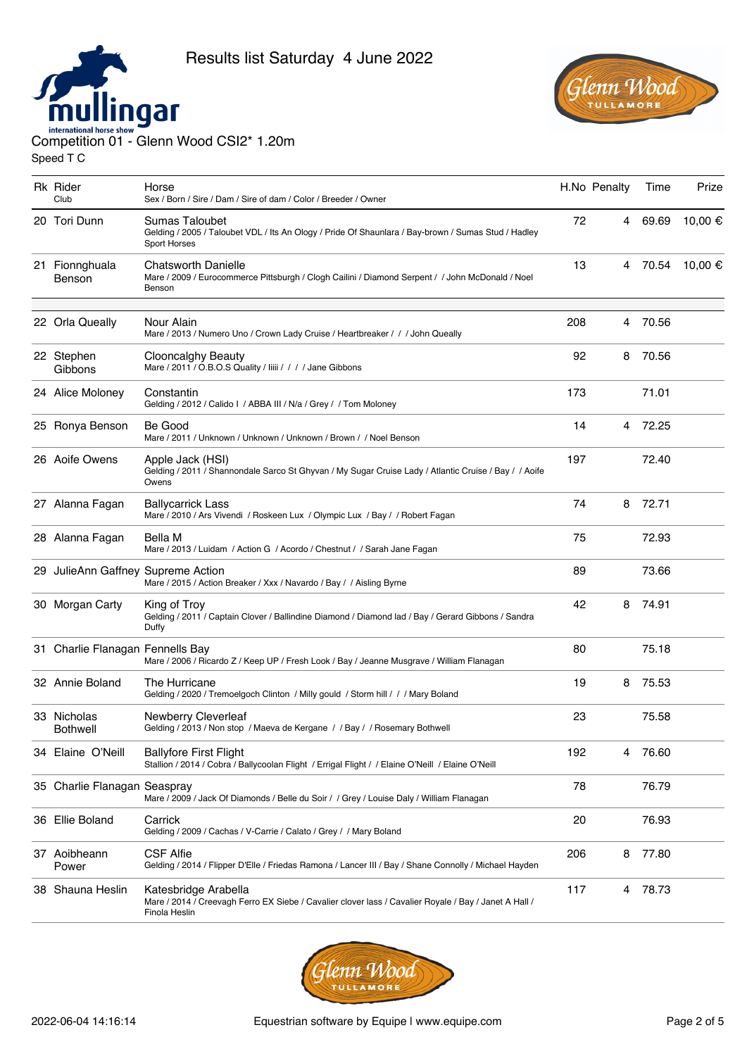Results list Saturday 4 June 2022

Competition 01 - Glenn Wood CSI2* 1.20m

Speed T C

| Rk | Rider<br>Club | Horse<br>Sex / Born / Sire / Dam / Sire of dam / Color / Breeder / Owner | H.No | Penalty | Time | Prize |
|---|---|---|---|---|---|---|
| 20 | Tori Dunn | Sumas Taloubet<br>Gelding / 2005 / Taloubet VDL / Its An Ology / Pride Of Shaunlara / Bay-brown / Sumas Stud / Hadley Sport Horses | 72 | 4 | 69.69 | 10,00 € |
| 21 | Fionnghuala Benson | Chatsworth Danielle<br>Mare / 2009 / Eurocommerce Pittsburgh / Clogh Cailini / Diamond Serpent / / John McDonald / Noel Benson | 13 | 4 | 70.54 | 10,00 € |
| 22 | Orla Queally | Nour Alain<br>Mare / 2013 / Numero Uno / Crown Lady Cruise / Heartbreaker / / / John Queally | 208 | 4 | 70.56 | |
| 22 | Stephen Gibbons | Clooncalghy Beauty<br>Mare / 2011 / O.B.O.S Quality / Iiiii / / / / Jane Gibbons | 92 | 8 | 70.56 | |
| 24 | Alice Moloney | Constantin<br>Gelding / 2012 / Calido I / ABBA III / N/a / Grey / / Tom Moloney | 173 | | 71.01 | |
| 25 | Ronya Benson | Be Good<br>Mare / 2011 / Unknown / Unknown / Unknown / Brown / / Noel Benson | 14 | 4 | 72.25 | |
| 26 | Aoife Owens | Apple Jack (HSI)<br>Gelding / 2011 / Shannondale Sarco St Ghyvan / My Sugar Cruise Lady / Atlantic Cruise / Bay / / Aoife Owens | 197 | | 72.40 | |
| 27 | Alanna Fagan | Ballycarrick Lass<br>Mare / 2010 / Ars Vivendi / Roskeen Lux / Olympic Lux / Bay / / Robert Fagan | 74 | 8 | 72.71 | |
| 28 | Alanna Fagan | Bella M<br>Mare / 2013 / Luidam / Action G / Acordo / Chestnut / / Sarah Jane Fagan | 75 | | 72.93 | |
| 29 | JulieAnn Gaffney | Supreme Action<br>Mare / 2015 / Action Breaker / Xxx / Navardo / Bay / / Aisling Byrne | 89 | | 73.66 | |
| 30 | Morgan Carty | King of Troy<br>Gelding / 2011 / Captain Clover / Ballindine Diamond / Diamond lad / Bay / Gerard Gibbons / Sandra Duffy | 42 | 8 | 74.91 | |
| 31 | Charlie Flanagan | Fennells Bay<br>Mare / 2006 / Ricardo Z / Keep UP / Fresh Look / Bay / Jeanne Musgrave / William Flanagan | 80 | | 75.18 | |
| 32 | Annie Boland | The Hurricane<br>Gelding / 2020 / Tremoelgoch Clinton / Milly gould / Storm hill / / / Mary Boland | 19 | 8 | 75.53 | |
| 33 | Nicholas Bothwell | Newberry Cleverleaf<br>Gelding / 2013 / Non stop / Maeva de Kergane / / Bay / / Rosemary Bothwell | 23 | | 75.58 | |
| 34 | Elaine O'Neill | Ballyfore First Flight<br>Stallion / 2014 / Cobra / Ballycoolan Flight / Errigal Flight / / Elaine O'Neill / Elaine O'Neill | 192 | 4 | 76.60 | |
| 35 | Charlie Flanagan | Seaspray<br>Mare / 2009 / Jack Of Diamonds / Belle du Soir / / Grey / Louise Daly / William Flanagan | 78 | | 76.79 | |
| 36 | Ellie Boland | Carrick<br>Gelding / 2009 / Cachas / V-Carrie / Calato / Grey / / Mary Boland | 20 | | 76.93 | |
| 37 | Aoibheann Power | CSF Alfie<br>Gelding / 2014 / Flipper D'Elle / Friedas Ramona / Lancer III / Bay / Shane Connolly / Michael Hayden | 206 | 8 | 77.80 | |
| 38 | Shauna Heslin | Katesbridge Arabella<br>Mare / 2014 / Creevagh Ferro EX Siebe / Cavalier clover lass / Cavalier Royale / Bay / Janet A Hall / Finola Heslin | 117 | 4 | 78.73 | |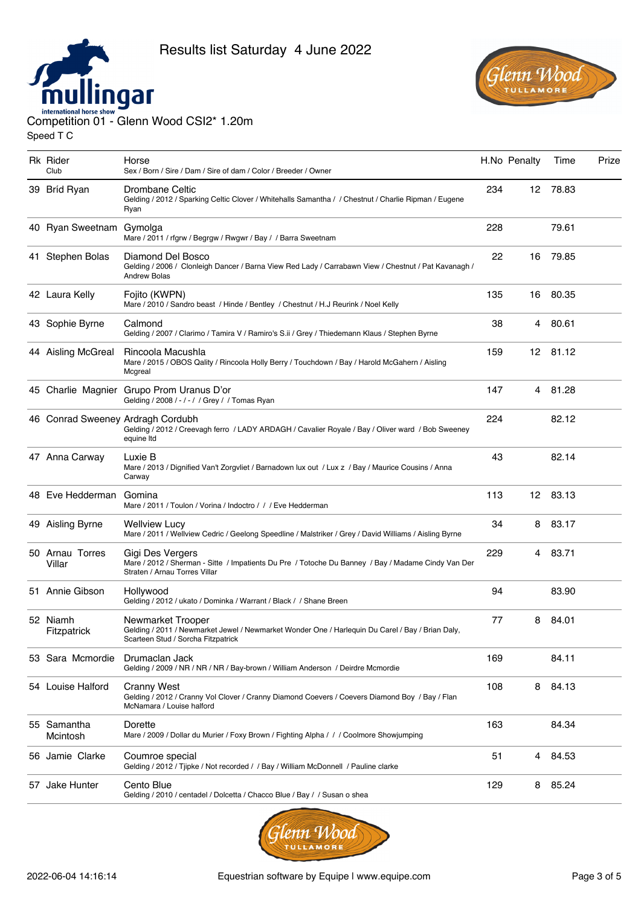Results list Saturday 4 June 2022

# Competition 01 - Glenn Wood CSI2* 1.20m

Speed T C

| Rk | Rider<br>Club | Horse<br>Sex / Born / Sire / Dam / Sire of dam / Color / Breeder / Owner | H.No | Penalty | Time | Prize |
|---|---|---|---|---|---|---|
| 39 | Bríd Ryan | Drombane Celtic<br>Gelding / 2012 / Sparking Celtic Clover / Whitehalls Samantha / / Chestnut / Charlie Ripman / Eugene Ryan | 234 | 12 | 78.83 | |
| 40 | Ryan Sweetnam | Gymolga<br>Mare / 2011 / rfgrw / Begrgw / Rwgwr / Bay / / Barra Sweetnam | 228 | | 79.61 | |
| 41 | Stephen Bolas | Diamond Del Bosco<br>Gelding / 2006 / Clonleigh Dancer / Barna View Red Lady / Carrabawn View / Chestnut / Pat Kavanagh / Andrew Bolas | 22 | 16 | 79.85 | |
| 42 | Laura Kelly | Fojito (KWPN)<br>Mare / 2010 / Sandro beast / Hinde / Bentley / Chestnut / H.J Reurink / Noel Kelly | 135 | 16 | 80.35 | |
| 43 | Sophie Byrne | Calmond<br>Gelding / 2007 / Clarimo / Tamira V / Ramiro's S.ii / Grey / Thiedemann Klaus / Stephen Byrne | 38 | 4 | 80.61 | |
| 44 | Aisling McGreal | Rincoola Macushla<br>Mare / 2015 / OBOS Qality / Rincoola Holly Berry / Touchdown / Bay / Harold McGahern / Aisling Mcgreal | 159 | 12 | 81.12 | |
| 45 | Charlie Magnier | Grupo Prom Uranus D'or<br>Gelding / 2008 / - / - / / Grey / / Tomas Ryan | 147 | 4 | 81.28 | |
| 46 | Conrad Sweeney | Ardragh Cordubh<br>Gelding / 2012 / Creevagh ferro / LADY ARDAGH / Cavalier Royale / Bay / Oliver ward / Bob Sweeney equine ltd | 224 | | 82.12 | |
| 47 | Anna Carway | Luxie B<br>Mare / 2013 / Dignified Van't Zorgvliet / Barnadown lux out / Lux z / Bay / Maurice Cousins / Anna Carway | 43 | | 82.14 | |
| 48 | Eve Hedderman | Gomina<br>Mare / 2011 / Toulon / Vorina / Indoctro / / / Eve Hedderman | 113 | 12 | 83.13 | |
| 49 | Aisling Byrne | Wellview Lucy<br>Mare / 2011 / Wellview Cedric / Geelong Speedline / Malstriker / Grey / David Williams / Aisling Byrne | 34 | 8 | 83.17 | |
| 50 | Arnau Torres Villar | Gigi Des Vergers<br>Mare / 2012 / Sherman - Sitte / Impatients Du Pre / Totoche Du Banney / Bay / Madame Cindy Van Der Straten / Arnau Torres Villar | 229 | 4 | 83.71 | |
| 51 | Annie Gibson | Hollywood<br>Gelding / 2012 / ukato / Dominka / Warrant / Black / / Shane Breen | 94 | | 83.90 | |
| 52 | Niamh Fitzpatrick | Newmarket Trooper<br>Gelding / 2011 / Newmarket Jewel / Newmarket Wonder One / Harlequin Du Carel / Bay / Brian Daly, Scarteen Stud / Sorcha Fitzpatrick | 77 | 8 | 84.01 | |
| 53 | Sara Mcmordie | Drumaclan Jack<br>Gelding / 2009 / NR / NR / NR / Bay-brown / William Anderson / Deirdre Mcmordie | 169 | | 84.11 | |
| 54 | Louise Halford | Cranny West<br>Gelding / 2012 / Cranny Vol Clover / Cranny Diamond Coevers / Coevers Diamond Boy / Bay / Flan McNamara / Louise halford | 108 | 8 | 84.13 | |
| 55 | Samantha Mcintosh | Dorette<br>Mare / 2009 / Dollar du Murier / Foxy Brown / Fighting Alpha / / / Coolmore Showjumping | 163 | | 84.34 | |
| 56 | Jamie Clarke | Coumroe special<br>Gelding / 2012 / Tjipke / Not recorded / / Bay / William McDonnell / Pauline clarke | 51 | 4 | 84.53 | |
| 57 | Jake Hunter | Cento Blue<br>Gelding / 2010 / centadel / Dolcetta / Chacco Blue / Bay / / Susan o shea | 129 | 8 | 85.24 | |

2022-06-04 14:16:14 Equestrian software by Equipe | www.equipe.com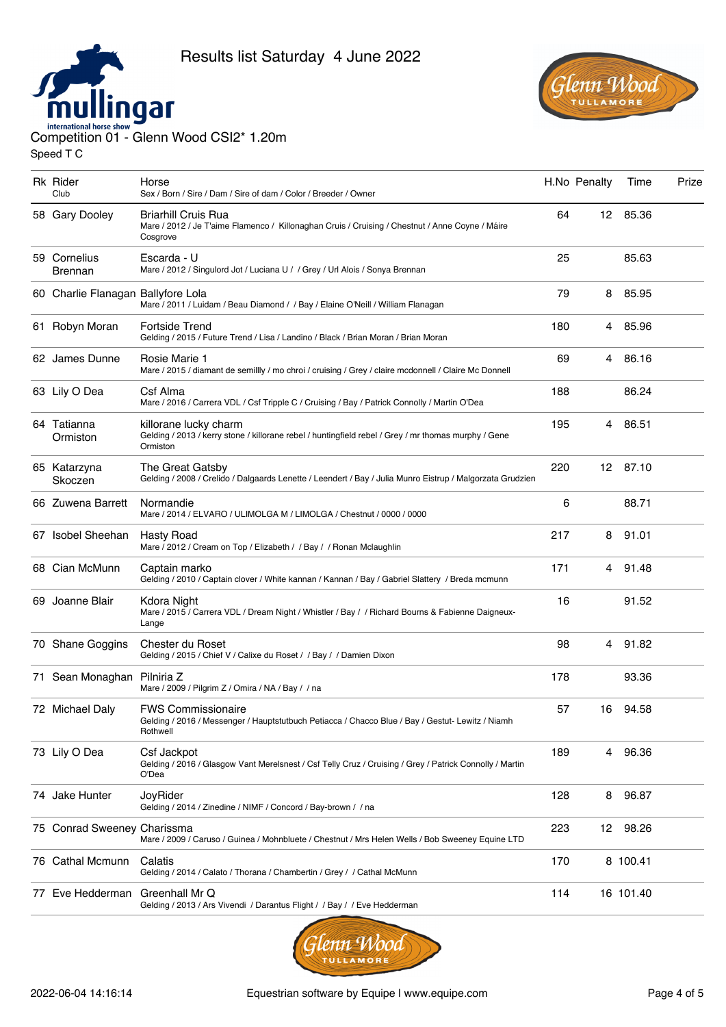Results list Saturday 4 June 2022

Competition 01 - Glenn Wood CSI2* 1.20m

Speed T C

| Rk | Rider / Club | Horse / Sex / Born / Sire / Dam / Sire of dam / Color / Breeder / Owner | H.No | Penalty | Time | Prize |
|---|---|---|---|---|---|---|
| 58 | Gary Dooley | Briarhill Cruis Rua<br>Mare / 2012 / Je T'aime Flamenco / Killonaghan Cruis / Cruising / Chestnut / Anne Coyne / Máire Cosgrove | 64 | 12 | 85.36 | |
| 59 | Cornelius Brennan | Escarda - U<br>Mare / 2012 / Singulord Jot / Luciana U / / Grey / Url Alois / Sonya Brennan | 25 | | 85.63 | |
| 60 | Charlie Flanagan | Ballyfore Lola<br>Mare / 2011 / Luidam / Beau Diamond / / Bay / Elaine O'Neill / William Flanagan | 79 | 8 | 85.95 | |
| 61 | Robyn Moran | Fortside Trend<br>Gelding / 2015 / Future Trend / Lisa / Landino / Black / Brian Moran / Brian Moran | 180 | 4 | 85.96 | |
| 62 | James Dunne | Rosie Marie 1<br>Mare / 2015 / diamant de semillly / mo chroi / cruising / Grey / claire mcdonnell / Claire Mc Donnell | 69 | 4 | 86.16 | |
| 63 | Lily O Dea | Csf Alma<br>Mare / 2016 / Carrera VDL / Csf Tripple C / Cruising / Bay / Patrick Connolly / Martin O'Dea | 188 | | 86.24 | |
| 64 | Tatianna Ormiston | killorane lucky charm<br>Gelding / 2013 / kerry stone / killorane rebel / huntingfield rebel / Grey / mr thomas murphy / Gene Ormiston | 195 | 4 | 86.51 | |
| 65 | Katarzyna Skoczen | The Great Gatsby<br>Gelding / 2008 / Crelido / Dalgaards Lenette / Leendert / Bay / Julia Munro Eistrup / Malgorzata Grudzien | 220 | 12 | 87.10 | |
| 66 | Zuwena Barrett | Normandie<br>Mare / 2014 / ELVARO / ULIMOLGA M / LIMOLGA / Chestnut / 0000 / 0000 | 6 | | 88.71 | |
| 67 | Isobel Sheehan | Hasty Road<br>Mare / 2012 / Cream on Top / Elizabeth / / Bay / / Ronan Mclaughlin | 217 | 8 | 91.01 | |
| 68 | Cian McMunn | Captain marko<br>Gelding / 2010 / Captain clover / White kannan / Kannan / Bay / Gabriel Slattery / Breda mcmunn | 171 | 4 | 91.48 | |
| 69 | Joanne Blair | Kdora Night<br>Mare / 2015 / Carrera VDL / Dream Night / Whistler / Bay / / Richard Bourns & Fabienne Daigneux-Lange | 16 | | 91.52 | |
| 70 | Shane Goggins | Chester du Roset<br>Gelding / 2015 / Chief V / Calixe du Roset / / Bay / / Damien Dixon | 98 | 4 | 91.82 | |
| 71 | Sean Monaghan | Pilniria Z<br>Mare / 2009 / Pilgrim Z / Omira / NA / Bay / / na | 178 | | 93.36 | |
| 72 | Michael Daly | FWS Commissionaire<br>Gelding / 2016 / Messenger / Hauptstutbuch Petiacca / Chacco Blue / Bay / Gestut- Lewitz / Niamh Rothwell | 57 | 16 | 94.58 | |
| 73 | Lily O Dea | Csf Jackpot<br>Gelding / 2016 / Glasgow Vant Merelsnest / Csf Telly Cruz / Cruising / Grey / Patrick Connolly / Martin O'Dea | 189 | 4 | 96.36 | |
| 74 | Jake Hunter | JoyRider<br>Gelding / 2014 / Zinedine / NIMF / Concord / Bay-brown / / na | 128 | 8 | 96.87 | |
| 75 | Conrad Sweeney | Charissma<br>Mare / 2009 / Caruso / Guinea / Mohnbluete / Chestnut / Mrs Helen Wells / Bob Sweeney Equine LTD | 223 | 12 | 98.26 | |
| 76 | Cathal Mcmunn | Calatis<br>Gelding / 2014 / Calato / Thorana / Chambertin / Grey / / Cathal McMunn | 170 | 8 | 100.41 | |
| 77 | Eve Hedderman | Greenhall Mr Q<br>Gelding / 2013 / Ars Vivendi / Darantus Flight / / Bay / / Eve Hedderman | 114 | 16 | 101.40 | |

2022-06-04 14:16:14 Equestrian software by Equipe | www.equipe.com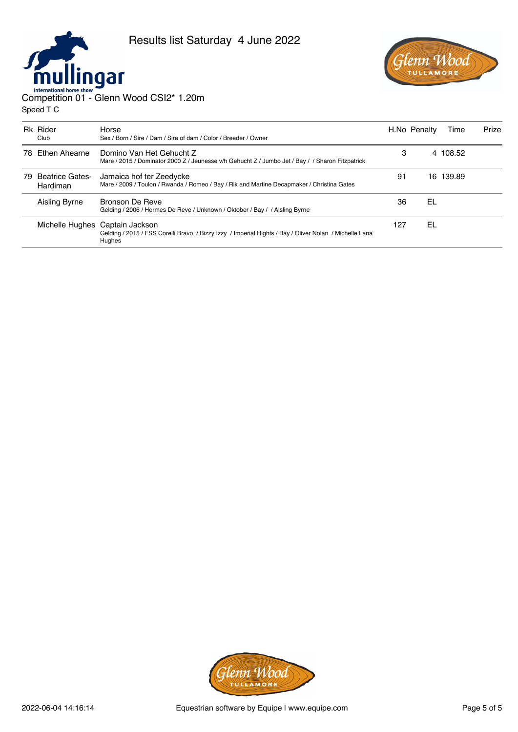Results list Saturday 4 June 2022

Competition 01 - Glenn Wood CSI2* 1.20m

Speed T C

| Rk | Rider<br>Club | Horse<br>Sex / Born / Sire / Dam / Sire of dam / Color / Breeder / Owner | H.No | Penalty | Time | Prize |
|---|---|---|---|---|---|---|
| 78 | Ethen Ahearne | Domino Van Het Gehucht Z<br>Mare / 2015 / Dominator 2000 Z / Jeunesse v/h Gehucht Z / Jumbo Jet / Bay / / Sharon Fitzpatrick | 3 | 4 | 108.52 | |
| 79 | Beatrice Gates-Hardiman | Jamaica hof ter Zeedycke<br>Mare / 2009 / Toulon / Rwanda / Romeo / Bay / Rik and Martine Decapmaker / Christina Gates | 91 | 16 | 139.89 | |
| | Aisling Byrne | Bronson De Reve<br>Gelding / 2006 / Hermes De Reve / Unknown / Oktober / Bay / / Aisling Byrne | 36 | EL | | |
| | Michelle Hughes | Captain Jackson<br>Gelding / 2015 / FSS Corelli Bravo / Bizzy Izzy / Imperial Hights / Bay / Oliver Nolan / Michelle Lana Hughes | 127 | EL | | |

2022-06-04 14:16:14 Equestrian software by Equipe | www.equipe.com